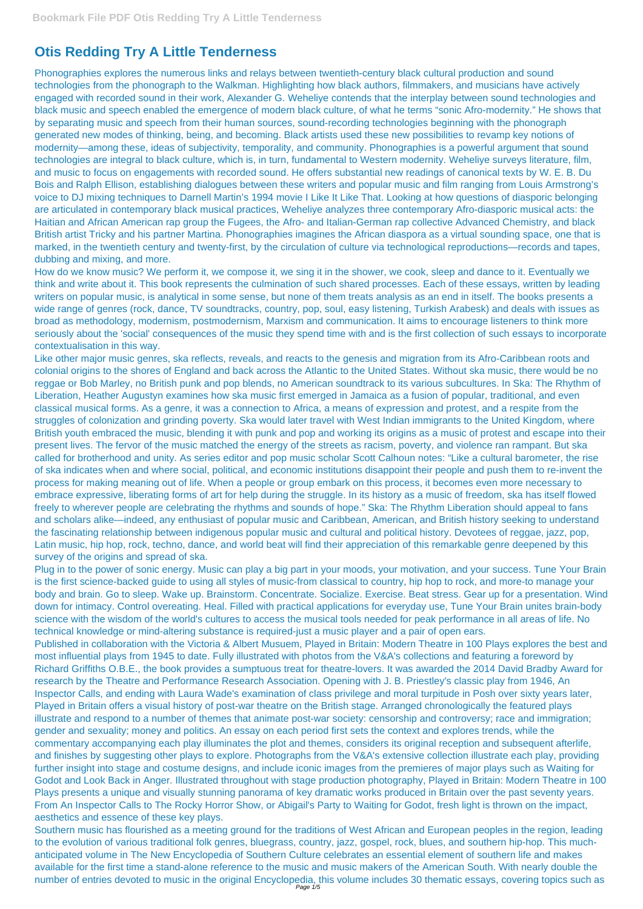# Otis Redding Try A Little Tenderness

Phonographies explores the numerous links and relays between twentieth-century black cultural production and sound technologies from the phonograph to the Walkman. Highlighting how black authors, filmmakers, and musicians have actively engaged with recorded sound in their work, Alexander G. Weheliye contends that the interplay between sound technologies and black music and speech enabled the emergence of modern black culture, of what he terms "sonic Afro-modernity." He shows that by separating music and speech from their human sources, sound-recording technologies beginning with the phonograph generated new modes of thinking, being, and becoming. Black artists used these new possibilities to revamp key notions of modernity—among these, ideas of subjectivity, temporality, and community. Phonographies is a powerful argument that sound technologies are integral to black culture, which is, in turn, fundamental to Western modernity. Weheliye surveys literature, film, and music to focus on engagements with recorded sound. He offers substantial new readings of canonical texts by W. E. B. Du Bois and Ralph Ellison, establishing dialogues between these writers and popular music and film ranging from Louis Armstrong's voice to DJ mixing techniques to Darnell Martin's 1994 movie I Like It Like That. Looking at how questions of diasporic belonging are articulated in contemporary black musical practices, Weheliye analyzes three contemporary Afro-diasporic musical acts: the Haitian and African American rap group the Fugees, the Afro- and Italian-German rap collective Advanced Chemistry, and black British artist Tricky and his partner Martina. Phonographies imagines the African diaspora as a virtual sounding space, one that is marked, in the twentieth century and twenty-first, by the circulation of culture via technological reproductions—records and tapes, dubbing and mixing, and more.

How do we know music? We perform it, we compose it, we sing it in the shower, we cook, sleep and dance to it. Eventually we think and write about it. This book represents the culmination of such shared processes. Each of these essays, written by leading writers on popular music, is analytical in some sense, but none of them treats analysis as an end in itself. The books presents a wide range of genres (rock, dance, TV soundtracks, country, pop, soul, easy listening, Turkish Arabesk) and deals with issues as broad as methodology, modernism, postmodernism, Marxism and communication. It aims to encourage listeners to think more seriously about the 'social' consequences of the music they spend time with and is the first collection of such essays to incorporate contextualisation in this way.

Like other major music genres, ska reflects, reveals, and reacts to the genesis and migration from its Afro-Caribbean roots and colonial origins to the shores of England and back across the Atlantic to the United States. Without ska music, there would be no reggae or Bob Marley, no British punk and pop blends, no American soundtrack to its various subcultures. In Ska: The Rhythm of Liberation, Heather Augustyn examines how ska music first emerged in Jamaica as a fusion of popular, traditional, and even classical musical forms. As a genre, it was a connection to Africa, a means of expression and protest, and a respite from the struggles of colonization and grinding poverty. Ska would later travel with West Indian immigrants to the United Kingdom, where British youth embraced the music, blending it with punk and pop and working its origins as a music of protest and escape into their present lives. The fervor of the music matched the energy of the streets as racism, poverty, and violence ran rampant. But ska called for brotherhood and unity. As series editor and pop music scholar Scott Calhoun notes: "Like a cultural barometer, the rise of ska indicates when and where social, political, and economic institutions disappoint their people and push them to re-invent the process for making meaning out of life. When a people or group embark on this process, it becomes even more necessary to embrace expressive, liberating forms of art for help during the struggle. In its history as a music of freedom, ska has itself flowed freely to wherever people are celebrating the rhythms and sounds of hope." Ska: The Rhythm Liberation should appeal to fans and scholars alike—indeed, any enthusiast of popular music and Caribbean, American, and British history seeking to understand the fascinating relationship between indigenous popular music and cultural and political history. Devotees of reggae, jazz, pop, Latin music, hip hop, rock, techno, dance, and world beat will find their appreciation of this remarkable genre deepened by this survey of the origins and spread of ska.

Plug in to the power of sonic energy. Music can play a big part in your moods, your motivation, and your success. Tune Your Brain is the first science-backed guide to using all styles of music-from classical to country, hip hop to rock, and more-to manage your body and brain. Go to sleep. Wake up. Brainstorm. Concentrate. Socialize. Exercise. Beat stress. Gear up for a presentation. Wind down for intimacy. Control overeating. Heal. Filled with practical applications for everyday use, Tune Your Brain unites brain-body science with the wisdom of the world's cultures to access the musical tools needed for peak performance in all areas of life. No technical knowledge or mind-altering substance is required-just a music player and a pair of open ears.

Published in collaboration with the Victoria & Albert Musuem, Played in Britain: Modern Theatre in 100 Plays explores the best and most influential plays from 1945 to date. Fully illustrated with photos from the V&A's collections and featuring a foreword by Richard Griffiths O.B.E., the book provides a sumptuous treat for theatre-lovers. It was awarded the 2014 David Bradby Award for research by the Theatre and Performance Research Association. Opening with J. B. Priestley's classic play from 1946, An Inspector Calls, and ending with Laura Wade's examination of class privilege and moral turpitude in Posh over sixty years later, Played in Britain offers a visual history of post-war theatre on the British stage. Arranged chronologically the featured plays illustrate and respond to a number of themes that animate post-war society: censorship and controversy; race and immigration; gender and sexuality; money and politics. An essay on each period first sets the context and explores trends, while the commentary accompanying each play illuminates the plot and themes, considers its original reception and subsequent afterlife, and finishes by suggesting other plays to explore. Photographs from the V&A's extensive collection illustrate each play, providing further insight into stage and costume designs, and include iconic images from the premieres of major plays such as Waiting for Godot and Look Back in Anger. Illustrated throughout with stage production photography, Played in Britain: Modern Theatre in 100 Plays presents a unique and visually stunning panorama of key dramatic works produced in Britain over the past seventy years. From An Inspector Calls to The Rocky Horror Show, or Abigail's Party to Waiting for Godot, fresh light is thrown on the impact, aesthetics and essence of these key plays.

Southern music has flourished as a meeting ground for the traditions of West African and European peoples in the region, leading to the evolution of various traditional folk genres, bluegrass, country, jazz, gospel, rock, blues, and southern hip-hop. This much-anticipated volume in The New Encyclopedia of Southern Culture celebrates an essential element of southern life and makes available for the first time a stand-alone reference to the music and music makers of the American South. With nearly double the number of entries devoted to music in the original Encyclopedia, this volume includes 30 thematic essays, covering topics such as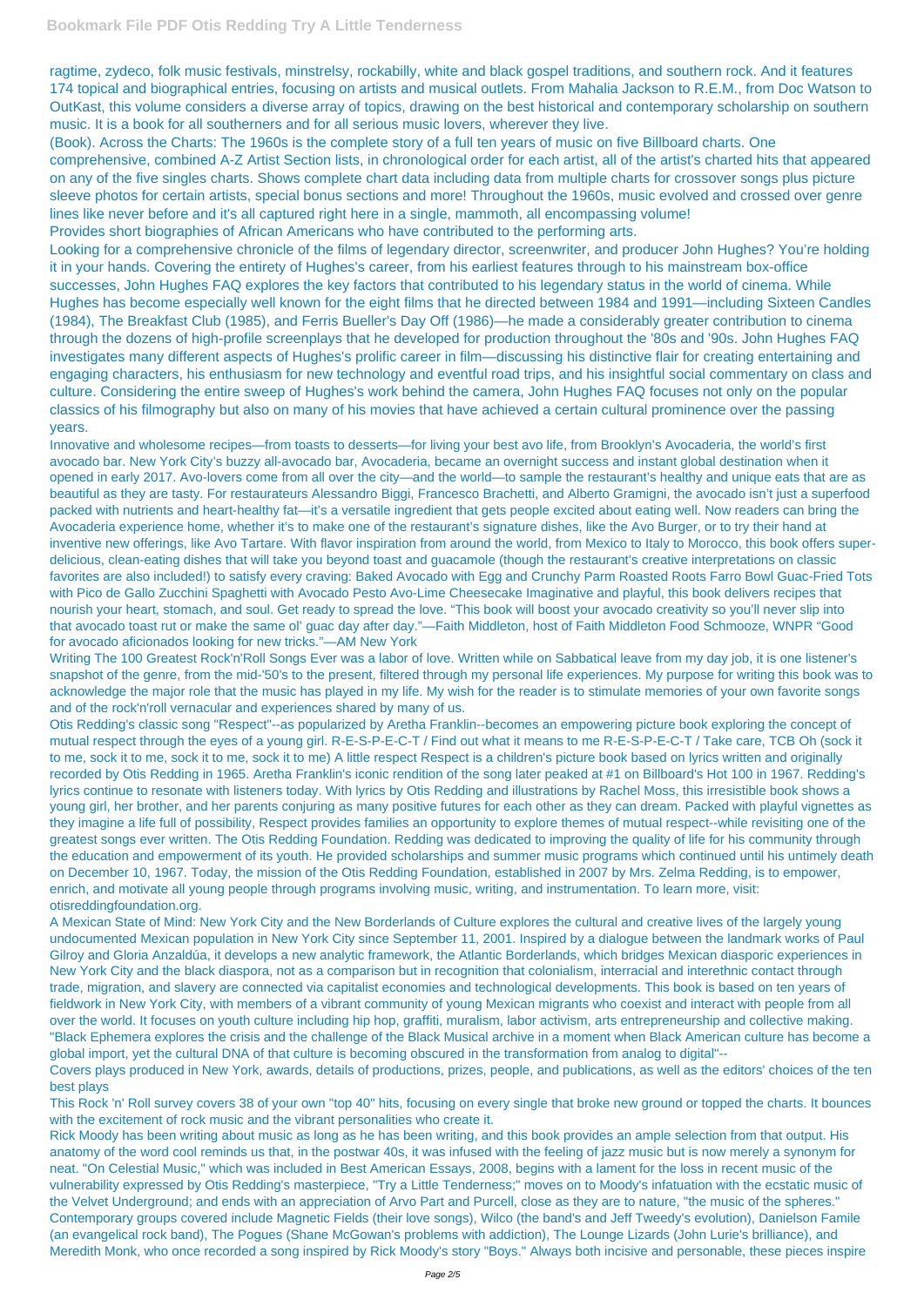ragtime, zydeco, folk music festivals, minstrelsy, rockabilly, white and black gospel traditions, and southern rock. And it features 174 topical and biographical entries, focusing on artists and musical outlets. From Mahalia Jackson to R.E.M., from Doc Watson to OutKast, this volume considers a diverse array of topics, drawing on the best historical and contemporary scholarship on southern music. It is a book for all southerners and for all serious music lovers, wherever they live.

(Book). Across the Charts: The 1960s is the complete story of a full ten years of music on five Billboard charts. One comprehensive, combined A-Z Artist Section lists, in chronological order for each artist, all of the artist's charted hits that appeared on any of the five singles charts. Shows complete chart data including data from multiple charts for crossover songs plus picture sleeve photos for certain artists, special bonus sections and more! Throughout the 1960s, music evolved and crossed over genre lines like never before and it's all captured right here in a single, mammoth, all encompassing volume!

Provides short biographies of African Americans who have contributed to the performing arts.

Looking for a comprehensive chronicle of the films of legendary director, screenwriter, and producer John Hughes? You're holding it in your hands. Covering the entirety of Hughes's career, from his earliest features through to his mainstream box-office successes, John Hughes FAQ explores the key factors that contributed to his legendary status in the world of cinema. While Hughes has become especially well known for the eight films that he directed between 1984 and 1991—including Sixteen Candles (1984), The Breakfast Club (1985), and Ferris Bueller's Day Off (1986)—he made a considerably greater contribution to cinema through the dozens of high-profile screenplays that he developed for production throughout the '80s and '90s. John Hughes FAQ investigates many different aspects of Hughes's prolific career in film—discussing his distinctive flair for creating entertaining and engaging characters, his enthusiasm for new technology and eventful road trips, and his insightful social commentary on class and culture. Considering the entire sweep of Hughes's work behind the camera, John Hughes FAQ focuses not only on the popular classics of his filmography but also on many of his movies that have achieved a certain cultural prominence over the passing years.

Innovative and wholesome recipes—from toasts to desserts—for living your best avo life, from Brooklyn's Avocaderia, the world's first avocado bar. New York City's buzzy all-avocado bar, Avocaderia, became an overnight success and instant global destination when it opened in early 2017. Avo-lovers come from all over the city—and the world—to sample the restaurant's healthy and unique eats that are as beautiful as they are tasty. For restaurateurs Alessandro Biggi, Francesco Brachetti, and Alberto Gramigni, the avocado isn't just a superfood packed with nutrients and heart-healthy fat—it's a versatile ingredient that gets people excited about eating well. Now readers can bring the Avocaderia experience home, whether it's to make one of the restaurant's signature dishes, like the Avo Burger, or to try their hand at inventive new offerings, like Avo Tartare. With flavor inspiration from around the world, from Mexico to Italy to Morocco, this book offers super-delicious, clean-eating dishes that will take you beyond toast and guacamole (though the restaurant's creative interpretations on classic favorites are also included!) to satisfy every craving: Baked Avocado with Egg and Crunchy Parm Roasted Roots Farro Bowl Guac-Fried Tots with Pico de Gallo Zucchini Spaghetti with Avocado Pesto Avo-Lime Cheesecake Imaginative and playful, this book delivers recipes that nourish your heart, stomach, and soul. Get ready to spread the love. "This book will boost your avocado creativity so you'll never slip into that avocado toast rut or make the same ol' guac day after day."—Faith Middleton, host of Faith Middleton Food Schmooze, WNPR "Good for avocado aficionados looking for new tricks."—AM New York

Writing The 100 Greatest Rock'n'Roll Songs Ever was a labor of love. Written while on Sabbatical leave from my day job, it is one listener's snapshot of the genre, from the mid-'50's to the present, filtered through my personal life experiences. My purpose for writing this book was to acknowledge the major role that the music has played in my life. My wish for the reader is to stimulate memories of your own favorite songs and of the rock'n'roll vernacular and experiences shared by many of us.

Otis Redding's classic song "Respect"--as popularized by Aretha Franklin--becomes an empowering picture book exploring the concept of mutual respect through the eyes of a young girl. R-E-S-P-E-C-T / Find out what it means to me R-E-S-P-E-C-T / Take care, TCB Oh (sock it to me, sock it to me, sock it to me, sock it to me) A little respect Respect is a children's picture book based on lyrics written and originally recorded by Otis Redding in 1965. Aretha Franklin's iconic rendition of the song later peaked at #1 on Billboard's Hot 100 in 1967. Redding's lyrics continue to resonate with listeners today. With lyrics by Otis Redding and illustrations by Rachel Moss, this irresistible book shows a young girl, her brother, and her parents conjuring as many positive futures for each other as they can dream. Packed with playful vignettes as they imagine a life full of possibility, Respect provides families an opportunity to explore themes of mutual respect--while revisiting one of the greatest songs ever written. The Otis Redding Foundation. Redding was dedicated to improving the quality of life for his community through the education and empowerment of its youth. He provided scholarships and summer music programs which continued until his untimely death on December 10, 1967. Today, the mission of the Otis Redding Foundation, established in 2007 by Mrs. Zelma Redding, is to empower, enrich, and motivate all young people through programs involving music, writing, and instrumentation. To learn more, visit: otisreddingfoundation.org.

A Mexican State of Mind: New York City and the New Borderlands of Culture explores the cultural and creative lives of the largely young undocumented Mexican population in New York City since September 11, 2001. Inspired by a dialogue between the landmark works of Paul Gilroy and Gloria Anzaldúa, it develops a new analytic framework, the Atlantic Borderlands, which bridges Mexican diasporic experiences in New York City and the black diaspora, not as a comparison but in recognition that colonialism, interracial and interethnic contact through trade, migration, and slavery are connected via capitalist economies and technological developments. This book is based on ten years of fieldwork in New York City, with members of a vibrant community of young Mexican migrants who coexist and interact with people from all over the world. It focuses on youth culture including hip hop, graffiti, muralism, labor activism, arts entrepreneurship and collective making.

"Black Ephemera explores the crisis and the challenge of the Black Musical archive in a moment when Black American culture has become a global import, yet the cultural DNA of that culture is becoming obscured in the transformation from analog to digital"--

Covers plays produced in New York, awards, details of productions, prizes, people, and publications, as well as the editors' choices of the ten best plays

This Rock 'n' Roll survey covers 38 of your own "top 40" hits, focusing on every single that broke new ground or topped the charts. It bounces with the excitement of rock music and the vibrant personalities who create it.

Rick Moody has been writing about music as long as he has been writing, and this book provides an ample selection from that output. His anatomy of the word cool reminds us that, in the postwar 40s, it was infused with the feeling of jazz music but is now merely a synonym for neat. "On Celestial Music," which was included in Best American Essays, 2008, begins with a lament for the loss in recent music of the vulnerability expressed by Otis Redding's masterpiece, "Try a Little Tenderness;" moves on to Moody's infatuation with the ecstatic music of the Velvet Underground; and ends with an appreciation of Arvo Part and Purcell, close as they are to nature, "the music of the spheres." Contemporary groups covered include Magnetic Fields (their love songs), Wilco (the band's and Jeff Tweedy's evolution), Danielson Famile (an evangelical rock band), The Pogues (Shane McGowan's problems with addiction), The Lounge Lizards (John Lurie's brilliance), and Meredith Monk, who once recorded a song inspired by Rick Moody's story "Boys." Always both incisive and personable, these pieces inspire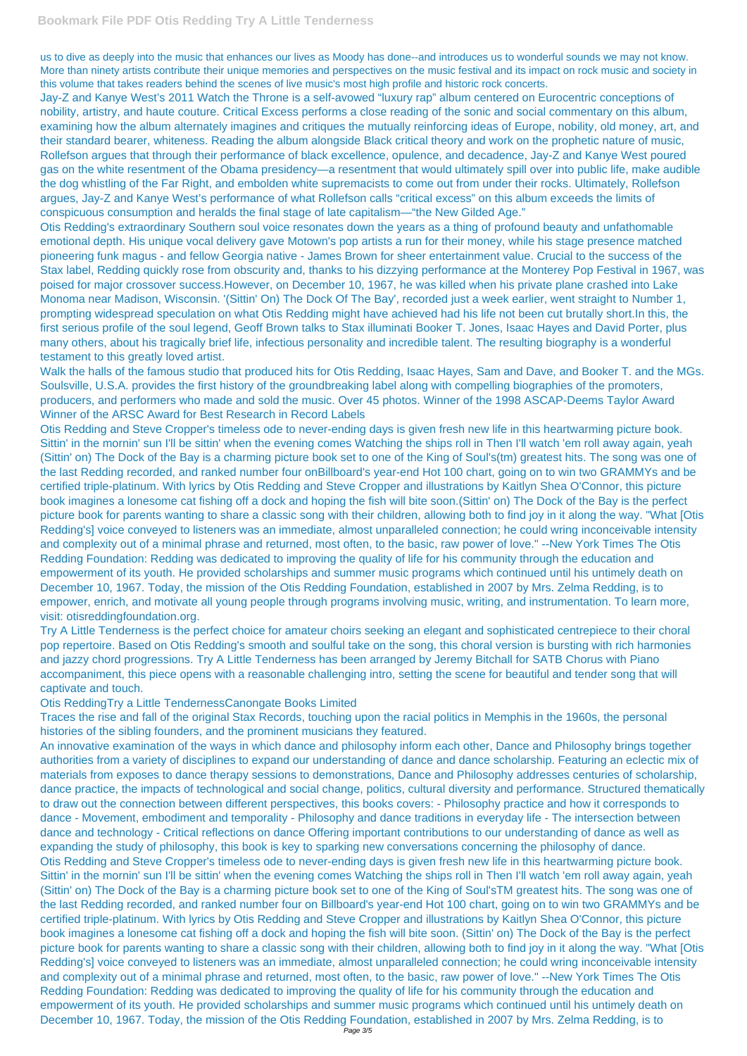us to dive as deeply into the music that enhances our lives as Moody has done--and introduces us to wonderful sounds we may not know. More than ninety artists contribute their unique memories and perspectives on the music festival and its impact on rock music and society in this volume that takes readers behind the scenes of live music's most high profile and historic rock concerts.

Jay-Z and Kanye West's 2011 Watch the Throne is a self-avowed "luxury rap" album centered on Eurocentric conceptions of nobility, artistry, and haute couture. Critical Excess performs a close reading of the sonic and social commentary on this album, examining how the album alternately imagines and critiques the mutually reinforcing ideas of Europe, nobility, old money, art, and their standard bearer, whiteness. Reading the album alongside Black critical theory and work on the prophetic nature of music, Rollefson argues that through their performance of black excellence, opulence, and decadence, Jay-Z and Kanye West poured gas on the white resentment of the Obama presidency—a resentment that would ultimately spill over into public life, make audible the dog whistling of the Far Right, and embolden white supremacists to come out from under their rocks. Ultimately, Rollefson argues, Jay-Z and Kanye West's performance of what Rollefson calls "critical excess" on this album exceeds the limits of conspicuous consumption and heralds the final stage of late capitalism—"the New Gilded Age."

Otis Redding's extraordinary Southern soul voice resonates down the years as a thing of profound beauty and unfathomable emotional depth. His unique vocal delivery gave Motown's pop artists a run for their money, while his stage presence matched pioneering funk magus - and fellow Georgia native - James Brown for sheer entertainment value. Crucial to the success of the Stax label, Redding quickly rose from obscurity and, thanks to his dizzying performance at the Monterey Pop Festival in 1967, was poised for major crossover success.However, on December 10, 1967, he was killed when his private plane crashed into Lake Monoma near Madison, Wisconsin. '(Sittin' On) The Dock Of The Bay', recorded just a week earlier, went straight to Number 1, prompting widespread speculation on what Otis Redding might have achieved had his life not been cut brutally short.In this, the first serious profile of the soul legend, Geoff Brown talks to Stax illuminati Booker T. Jones, Isaac Hayes and David Porter, plus many others, about his tragically brief life, infectious personality and incredible talent. The resulting biography is a wonderful testament to this greatly loved artist.

Walk the halls of the famous studio that produced hits for Otis Redding, Isaac Hayes, Sam and Dave, and Booker T. and the MGs. Soulsville, U.S.A. provides the first history of the groundbreaking label along with compelling biographies of the promoters, producers, and performers who made and sold the music. Over 45 photos. Winner of the 1998 ASCAP-Deems Taylor Award Winner of the ARSC Award for Best Research in Record Labels

Otis Redding and Steve Cropper's timeless ode to never-ending days is given fresh new life in this heartwarming picture book. Sittin' in the mornin' sun I'll be sittin' when the evening comes Watching the ships roll in Then I'll watch 'em roll away again, yeah (Sittin' on) The Dock of the Bay is a charming picture book set to one of the King of Soul's(tm) greatest hits. The song was one of the last Redding recorded, and ranked number four onBillboard's year-end Hot 100 chart, going on to win two GRAMMYs and be certified triple-platinum. With lyrics by Otis Redding and Steve Cropper and illustrations by Kaitlyn Shea O'Connor, this picture book imagines a lonesome cat fishing off a dock and hoping the fish will bite soon.(Sittin' on) The Dock of the Bay is the perfect picture book for parents wanting to share a classic song with their children, allowing both to find joy in it along the way. "What [Otis Redding's] voice conveyed to listeners was an immediate, almost unparalleled connection; he could wring inconceivable intensity and complexity out of a minimal phrase and returned, most often, to the basic, raw power of love." --New York Times The Otis Redding Foundation: Redding was dedicated to improving the quality of life for his community through the education and empowerment of its youth. He provided scholarships and summer music programs which continued until his untimely death on December 10, 1967. Today, the mission of the Otis Redding Foundation, established in 2007 by Mrs. Zelma Redding, is to empower, enrich, and motivate all young people through programs involving music, writing, and instrumentation. To learn more, visit: otisreddingfoundation.org.

Try A Little Tenderness is the perfect choice for amateur choirs seeking an elegant and sophisticated centrepiece to their choral pop repertoire. Based on Otis Redding's smooth and soulful take on the song, this choral version is bursting with rich harmonies and jazzy chord progressions. Try A Little Tenderness has been arranged by Jeremy Bitchall for SATB Chorus with Piano accompaniment, this piece opens with a reasonable challenging intro, setting the scene for beautiful and tender song that will captivate and touch.

Otis ReddingTry a Little TendernessCanongate Books Limited

Traces the rise and fall of the original Stax Records, touching upon the racial politics in Memphis in the 1960s, the personal histories of the sibling founders, and the prominent musicians they featured.

An innovative examination of the ways in which dance and philosophy inform each other, Dance and Philosophy brings together authorities from a variety of disciplines to expand our understanding of dance and dance scholarship. Featuring an eclectic mix of materials from exposes to dance therapy sessions to demonstrations, Dance and Philosophy addresses centuries of scholarship, dance practice, the impacts of technological and social change, politics, cultural diversity and performance. Structured thematically to draw out the connection between different perspectives, this books covers: - Philosophy practice and how it corresponds to dance - Movement, embodiment and temporality - Philosophy and dance traditions in everyday life - The intersection between dance and technology - Critical reflections on dance Offering important contributions to our understanding of dance as well as expanding the study of philosophy, this book is key to sparking new conversations concerning the philosophy of dance.

Otis Redding and Steve Cropper's timeless ode to never-ending days is given fresh new life in this heartwarming picture book. Sittin' in the mornin' sun I'll be sittin' when the evening comes Watching the ships roll in Then I'll watch 'em roll away again, yeah (Sittin' on) The Dock of the Bay is a charming picture book set to one of the King of Soul'sTM greatest hits. The song was one of the last Redding recorded, and ranked number four on Billboard's year-end Hot 100 chart, going on to win two GRAMMYs and be certified triple-platinum. With lyrics by Otis Redding and Steve Cropper and illustrations by Kaitlyn Shea O'Connor, this picture book imagines a lonesome cat fishing off a dock and hoping the fish will bite soon. (Sittin' on) The Dock of the Bay is the perfect picture book for parents wanting to share a classic song with their children, allowing both to find joy in it along the way. "What [Otis Redding's] voice conveyed to listeners was an immediate, almost unparalleled connection; he could wring inconceivable intensity and complexity out of a minimal phrase and returned, most often, to the basic, raw power of love." --New York Times The Otis Redding Foundation: Redding was dedicated to improving the quality of life for his community through the education and empowerment of its youth. He provided scholarships and summer music programs which continued until his untimely death on December 10, 1967. Today, the mission of the Otis Redding Foundation, established in 2007 by Mrs. Zelma Redding, is to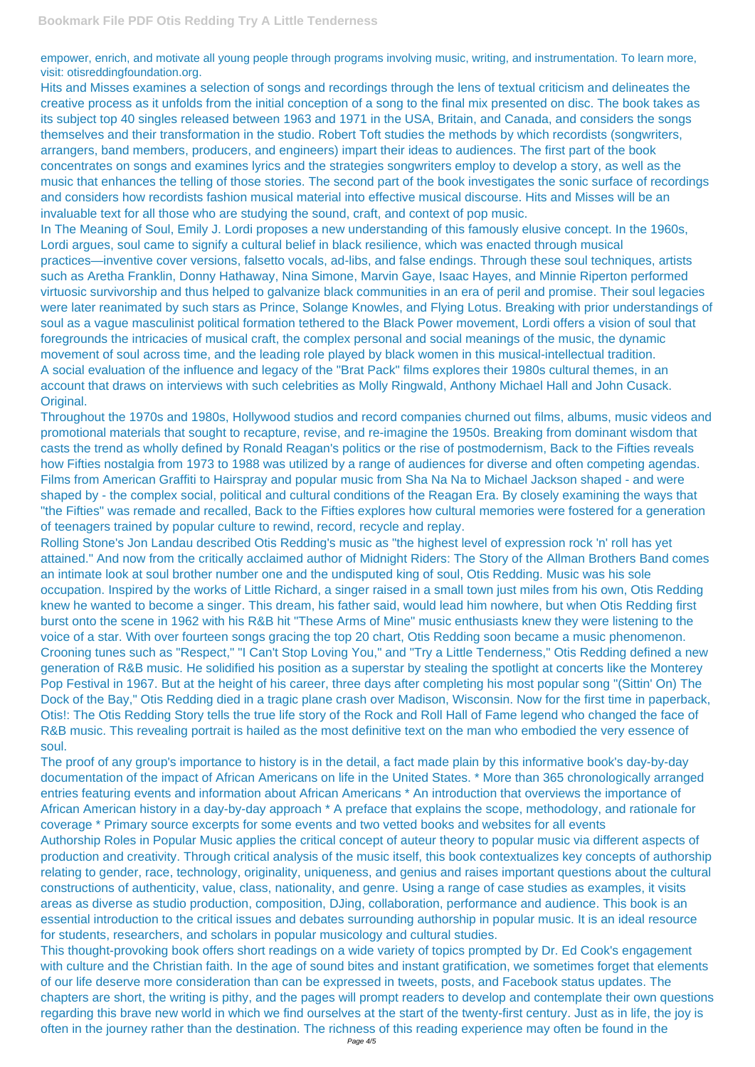empower, enrich, and motivate all young people through programs involving music, writing, and instrumentation. To learn more, visit: otisreddingfoundation.org.

Hits and Misses examines a selection of songs and recordings through the lens of textual criticism and delineates the creative process as it unfolds from the initial conception of a song to the final mix presented on disc. The book takes as its subject top 40 singles released between 1963 and 1971 in the USA, Britain, and Canada, and considers the songs themselves and their transformation in the studio. Robert Toft studies the methods by which recordists (songwriters, arrangers, band members, producers, and engineers) impart their ideas to audiences. The first part of the book concentrates on songs and examines lyrics and the strategies songwriters employ to develop a story, as well as the music that enhances the telling of those stories. The second part of the book investigates the sonic surface of recordings and considers how recordists fashion musical material into effective musical discourse. Hits and Misses will be an invaluable text for all those who are studying the sound, craft, and context of pop music.

In The Meaning of Soul, Emily J. Lordi proposes a new understanding of this famously elusive concept. In the 1960s, Lordi argues, soul came to signify a cultural belief in black resilience, which was enacted through musical practices—inventive cover versions, falsetto vocals, ad-libs, and false endings. Through these soul techniques, artists such as Aretha Franklin, Donny Hathaway, Nina Simone, Marvin Gaye, Isaac Hayes, and Minnie Riperton performed virtuosic survivorship and thus helped to galvanize black communities in an era of peril and promise. Their soul legacies were later reanimated by such stars as Prince, Solange Knowles, and Flying Lotus. Breaking with prior understandings of soul as a vague masculinist political formation tethered to the Black Power movement, Lordi offers a vision of soul that foregrounds the intricacies of musical craft, the complex personal and social meanings of the music, the dynamic movement of soul across time, and the leading role played by black women in this musical-intellectual tradition.

A social evaluation of the influence and legacy of the "Brat Pack" films explores their 1980s cultural themes, in an account that draws on interviews with such celebrities as Molly Ringwald, Anthony Michael Hall and John Cusack. Original.

Throughout the 1970s and 1980s, Hollywood studios and record companies churned out films, albums, music videos and promotional materials that sought to recapture, revise, and re-imagine the 1950s. Breaking from dominant wisdom that casts the trend as wholly defined by Ronald Reagan's politics or the rise of postmodernism, Back to the Fifties reveals how Fifties nostalgia from 1973 to 1988 was utilized by a range of audiences for diverse and often competing agendas. Films from American Graffiti to Hairspray and popular music from Sha Na Na to Michael Jackson shaped - and were shaped by - the complex social, political and cultural conditions of the Reagan Era. By closely examining the ways that "the Fifties" was remade and recalled, Back to the Fifties explores how cultural memories were fostered for a generation of teenagers trained by popular culture to rewind, record, recycle and replay.

Rolling Stone's Jon Landau described Otis Redding's music as "the highest level of expression rock 'n' roll has yet attained." And now from the critically acclaimed author of Midnight Riders: The Story of the Allman Brothers Band comes an intimate look at soul brother number one and the undisputed king of soul, Otis Redding. Music was his sole occupation. Inspired by the works of Little Richard, a singer raised in a small town just miles from his own, Otis Redding knew he wanted to become a singer. This dream, his father said, would lead him nowhere, but when Otis Redding first burst onto the scene in 1962 with his R&B hit "These Arms of Mine" music enthusiasts knew they were listening to the voice of a star. With over fourteen songs gracing the top 20 chart, Otis Redding soon became a music phenomenon. Crooning tunes such as "Respect," "I Can't Stop Loving You," and "Try a Little Tenderness," Otis Redding defined a new generation of R&B music. He solidified his position as a superstar by stealing the spotlight at concerts like the Monterey Pop Festival in 1967. But at the height of his career, three days after completing his most popular song "(Sittin' On) The Dock of the Bay," Otis Redding died in a tragic plane crash over Madison, Wisconsin. Now for the first time in paperback, Otis!: The Otis Redding Story tells the true life story of the Rock and Roll Hall of Fame legend who changed the face of R&B music. This revealing portrait is hailed as the most definitive text on the man who embodied the very essence of soul.

The proof of any group's importance to history is in the detail, a fact made plain by this informative book's day-by-day documentation of the impact of African Americans on life in the United States. * More than 365 chronologically arranged entries featuring events and information about African Americans * An introduction that overviews the importance of African American history in a day-by-day approach * A preface that explains the scope, methodology, and rationale for coverage * Primary source excerpts for some events and two vetted books and websites for all events

Authorship Roles in Popular Music applies the critical concept of auteur theory to popular music via different aspects of production and creativity. Through critical analysis of the music itself, this book contextualizes key concepts of authorship relating to gender, race, technology, originality, uniqueness, and genius and raises important questions about the cultural constructions of authenticity, value, class, nationality, and genre. Using a range of case studies as examples, it visits areas as diverse as studio production, composition, DJing, collaboration, performance and audience. This book is an essential introduction to the critical issues and debates surrounding authorship in popular music. It is an ideal resource for students, researchers, and scholars in popular musicology and cultural studies.

This thought-provoking book offers short readings on a wide variety of topics prompted by Dr. Ed Cook's engagement with culture and the Christian faith. In the age of sound bites and instant gratification, we sometimes forget that elements of our life deserve more consideration than can be expressed in tweets, posts, and Facebook status updates. The chapters are short, the writing is pithy, and the pages will prompt readers to develop and contemplate their own questions regarding this brave new world in which we find ourselves at the start of the twenty-first century. Just as in life, the joy is often in the journey rather than the destination. The richness of this reading experience may often be found in the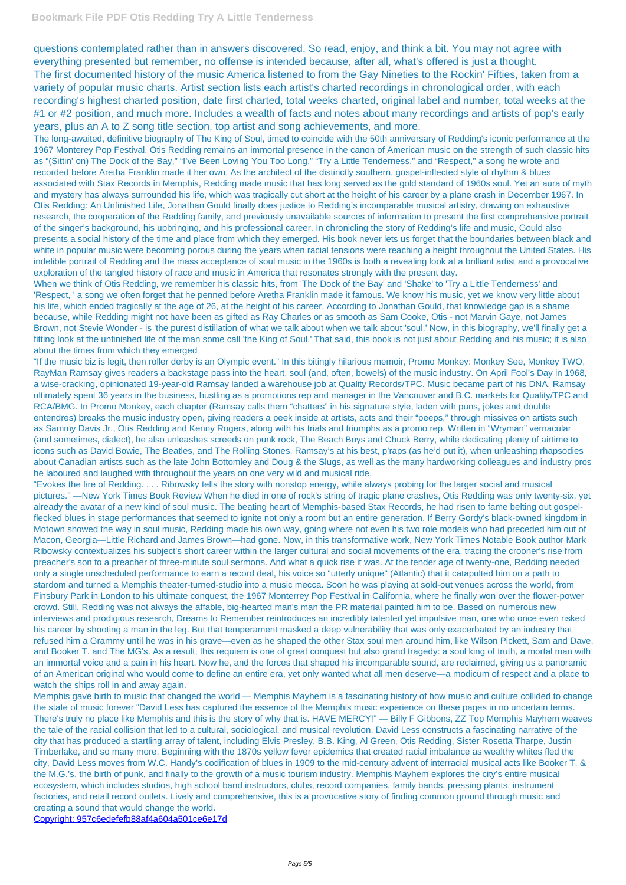questions contemplated rather than in answers discovered. So read, enjoy, and think a bit. You may not agree with everything presented but remember, no offense is intended because, after all, what's offered is just a thought.

The first documented history of the music America listened to from the Gay Nineties to the Rockin' Fifties, taken from a variety of popular music charts. Artist section lists each artist's charted recordings in chronological order, with each recording's highest charted position, date first charted, total weeks charted, original label and number, total weeks at the #1 or #2 position, and much more. Includes a wealth of facts and notes about many recordings and artists of pop's early years, plus an A to Z song title section, top artist and song achievements, and more.

The long-awaited, definitive biography of The King of Soul, timed to coincide with the 50th anniversary of Redding's iconic performance at the 1967 Monterey Pop Festival. Otis Redding remains an immortal presence in the canon of American music on the strength of such classic hits as "(Sittin' on) The Dock of the Bay," "I've Been Loving You Too Long," "Try a Little Tenderness," and "Respect," a song he wrote and recorded before Aretha Franklin made it her own. As the architect of the distinctly southern, gospel-inflected style of rhythm & blues associated with Stax Records in Memphis, Redding made music that has long served as the gold standard of 1960s soul. Yet an aura of myth and mystery has always surrounded his life, which was tragically cut short at the height of his career by a plane crash in December 1967. In Otis Redding: An Unfinished Life, Jonathan Gould finally does justice to Redding's incomparable musical artistry, drawing on exhaustive research, the cooperation of the Redding family, and previously unavailable sources of information to present the first comprehensive portrait of the singer's background, his upbringing, and his professional career. In chronicling the story of Redding's life and music, Gould also presents a social history of the time and place from which they emerged. His book never lets us forget that the boundaries between black and white in popular music were becoming porous during the years when racial tensions were reaching a height throughout the United States. His indelible portrait of Redding and the mass acceptance of soul music in the 1960s is both a revealing look at a brilliant artist and a provocative exploration of the tangled history of race and music in America that resonates strongly with the present day.

When we think of Otis Redding, we remember his classic hits, from 'The Dock of the Bay' and 'Shake' to 'Try a Little Tenderness' and 'Respect, ' a song we often forget that he penned before Aretha Franklin made it famous. We know his music, yet we know very little about his life, which ended tragically at the age of 26, at the height of his career. According to Jonathan Gould, that knowledge gap is a shame because, while Redding might not have been as gifted as Ray Charles or as smooth as Sam Cooke, Otis - not Marvin Gaye, not James Brown, not Stevie Wonder - is 'the purest distillation of what we talk about when we talk about 'soul.' Now, in this biography, we'll finally get a fitting look at the unfinished life of the man some call 'the King of Soul.' That said, this book is not just about Redding and his music; it is also about the times from which they emerged

"If the music biz is legit, then roller derby is an Olympic event." In this bitingly hilarious memoir, Promo Monkey: Monkey See, Monkey TWO, RayMan Ramsay gives readers a backstage pass into the heart, soul (and, often, bowels) of the music industry. On April Fool's Day in 1968, a wise-cracking, opinionated 19-year-old Ramsay landed a warehouse job at Quality Records/TPC. Music became part of his DNA. Ramsay ultimately spent 36 years in the business, hustling as a promotions rep and manager in the Vancouver and B.C. markets for Quality/TPC and RCA/BMG. In Promo Monkey, each chapter (Ramsay calls them "chatters" in his signature style, laden with puns, jokes and double entendres) breaks the music industry open, giving readers a peek inside at artists, acts and their "peeps," through missives on artists such as Sammy Davis Jr., Otis Redding and Kenny Rogers, along with his trials and triumphs as a promo rep. Written in "Wryman" vernacular (and sometimes, dialect), he also unleashes screeds on punk rock, The Beach Boys and Chuck Berry, while dedicating plenty of airtime to icons such as David Bowie, The Beatles, and The Rolling Stones. Ramsay's at his best, p'raps (as he'd put it), when unleashing rhapsodies about Canadian artists such as the late John Bottomley and Doug & the Slugs, as well as the many hardworking colleagues and industry pros he laboured and laughed with throughout the years on one very wild and musical ride.

"Evokes the fire of Redding. . . . Ribowsky tells the story with nonstop energy, while always probing for the larger social and musical pictures." —New York Times Book Review When he died in one of rock's string of tragic plane crashes, Otis Redding was only twenty-six, yet already the avatar of a new kind of soul music. The beating heart of Memphis-based Stax Records, he had risen to fame belting out gospel-flecked blues in stage performances that seemed to ignite not only a room but an entire generation. If Berry Gordy's black-owned kingdom in Motown showed the way in soul music, Redding made his own way, going where not even his two role models who had preceded him out of Macon, Georgia—Little Richard and James Brown—had gone. Now, in this transformative work, New York Times Notable Book author Mark Ribowsky contextualizes his subject's short career within the larger cultural and social movements of the era, tracing the crooner's rise from preacher's son to a preacher of three-minute soul sermons. And what a quick rise it was. At the tender age of twenty-one, Redding needed only a single unscheduled performance to earn a record deal, his voice so "utterly unique" (Atlantic) that it catapulted him on a path to stardom and turned a Memphis theater-turned-studio into a music mecca. Soon he was playing at sold-out venues across the world, from Finsbury Park in London to his ultimate conquest, the 1967 Monterrey Pop Festival in California, where he finally won over the flower-power crowd. Still, Redding was not always the affable, big-hearted man's man the PR material painted him to be. Based on numerous new interviews and prodigious research, Dreams to Remember reintroduces an incredibly talented yet impulsive man, one who once even risked his career by shooting a man in the leg. But that temperament masked a deep vulnerability that was only exacerbated by an industry that refused him a Grammy until he was in his grave—even as he shaped the other Stax soul men around him, like Wilson Pickett, Sam and Dave, and Booker T. and The MG's. As a result, this requiem is one of great conquest but also grand tragedy: a soul king of truth, a mortal man with an immortal voice and a pain in his heart. Now he, and the forces that shaped his incomparable sound, are reclaimed, giving us a panoramic of an American original who would come to define an entire era, yet only wanted what all men deserve—a modicum of respect and a place to watch the ships roll in and away again.

Memphis gave birth to music that changed the world — Memphis Mayhem is a fascinating history of how music and culture collided to change the state of music forever "David Less has captured the essence of the Memphis music experience on these pages in no uncertain terms. There's truly no place like Memphis and this is the story of why that is. HAVE MERCY!" — Billy F Gibbons, ZZ Top Memphis Mayhem weaves the tale of the racial collision that led to a cultural, sociological, and musical revolution. David Less constructs a fascinating narrative of the city that has produced a startling array of talent, including Elvis Presley, B.B. King, Al Green, Otis Redding, Sister Rosetta Tharpe, Justin Timberlake, and so many more. Beginning with the 1870s yellow fever epidemics that created racial imbalance as wealthy whites fled the city, David Less moves from W.C. Handy's codification of blues in 1909 to the mid-century advent of interracial musical acts like Booker T. & the M.G.'s, the birth of punk, and finally to the growth of a music tourism industry. Memphis Mayhem explores the city's entire musical ecosystem, which includes studios, high school band instructors, clubs, record companies, family bands, pressing plants, instrument factories, and retail record outlets. Lively and comprehensive, this is a provocative story of finding common ground through music and creating a sound that would change the world.

Copyright: 957c6edefefb88af4a604a501ce6e17d